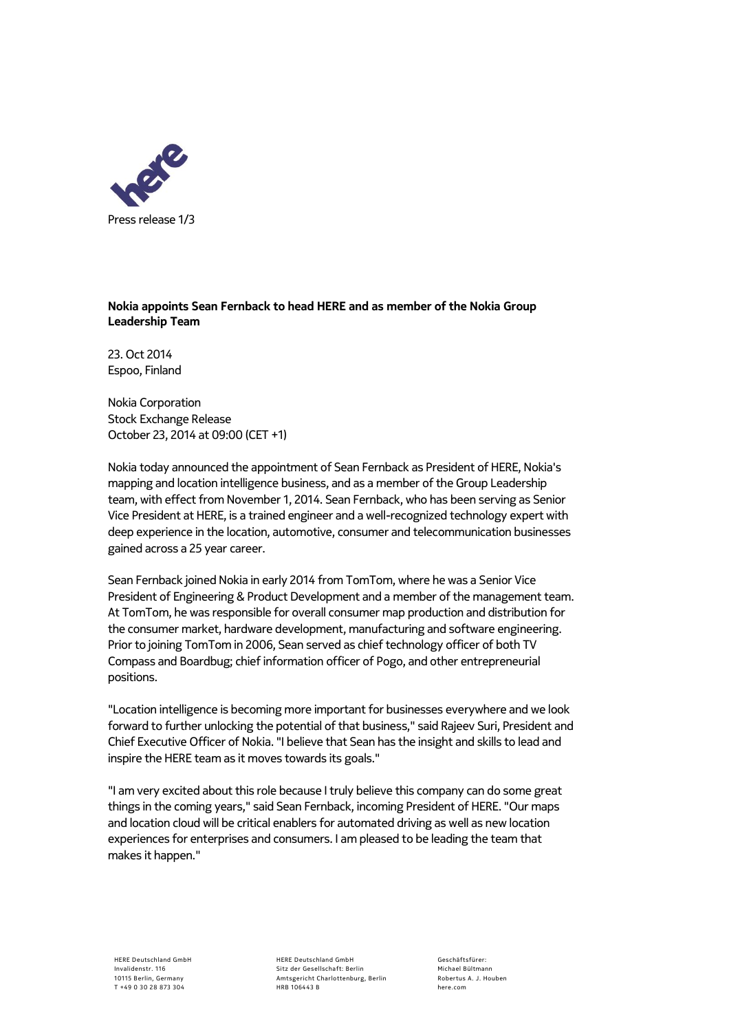**Nokia appoints Sean Fernback to head HERE and as member of the Nokia Group Leadership Team**

23. Oct 2014
Espoo, Finland

Nokia Corporation
Stock Exchange Release
October 23, 2014 at 09:00 (CET +1)

Nokia today announced the appointment of Sean Fernback as President of HERE, Nokia's mapping and location intelligence business, and as a member of the Group Leadership team, with effect from November 1, 2014. Sean Fernback, who has been serving as Senior Vice President at HERE, is a trained engineer and a well-recognized technology expert with deep experience in the location, automotive, consumer and telecommunication businesses gained across a 25 year career.

Sean Fernback joined Nokia in early 2014 from TomTom, where he was a Senior Vice President of Engineering & Product Development and a member of the management team. At TomTom, he was responsible for overall consumer map production and distribution for the consumer market, hardware development, manufacturing and software engineering. Prior to joining TomTom in 2006, Sean served as chief technology officer of both TV Compass and Boardbug; chief information officer of Pogo, and other entrepreneurial positions.

"Location intelligence is becoming more important for businesses everywhere and we look forward to further unlocking the potential of that business," said Rajeev Suri, President and Chief Executive Officer of Nokia. "I believe that Sean has the insight and skills to lead and inspire the HERE team as it moves towards its goals."

"I am very excited about this role because I truly believe this company can do some great things in the coming years," said Sean Fernback, incoming President of HERE. "Our maps and location cloud will be critical enablers for automated driving as well as new location experiences for enterprises and consumers. I am pleased to be leading the team that makes it happen."

HERE Deutschland GmbH
Invalidenstr. 116
10115 Berlin, Germany
T +49 0 30 28 873 304

HERE Deutschland GmbH
Sitz der Gesellschaft: Berlin
Amtsgericht Charlottenburg, Berlin
HRB 106443 B

Geschäftsfürer:
Michael Bültmann
Robertus A. J. Houben
here.com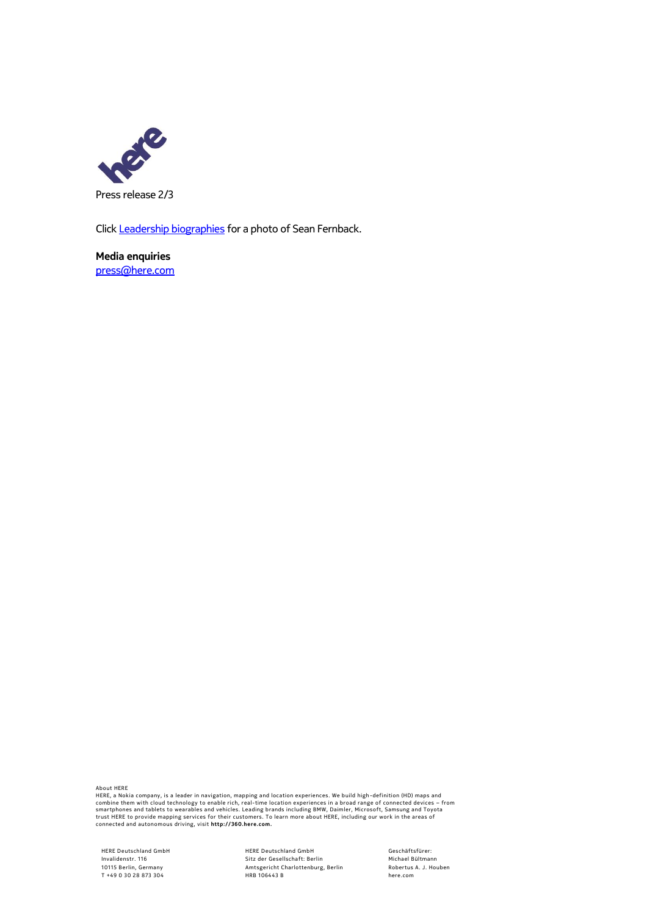Click [Leadership biographies] for a photo of Sean Fernback.

**Media enquiries**
press@here.com

About HERE
HERE, a Nokia company, is a leader in navigation, mapping and location experiences. We build high-definition (HD) maps and combine them with cloud technology to enable rich, real-time location experiences in a broad range of connected devices – from smartphones and tablets to wearables and vehicles. Leading brands including BMW, Daimler, Microsoft, Samsung and Toyota trust HERE to provide mapping services for their customers. To learn more about HERE, including our work in the areas of connected and autonomous driving, visit **http://360.here.com**.

HERE Deutschland GmbH
Invalidenstr. 116
10115 Berlin, Germany
T +49 0 30 28 873 304

HERE Deutschland GmbH
Sitz der Gesellschaft: Berlin
Amtsgericht Charlottenburg, Berlin
HRB 106443 B

Geschäftsfürer:
Michael Bültmann
Robertus A. J. Houben
here.com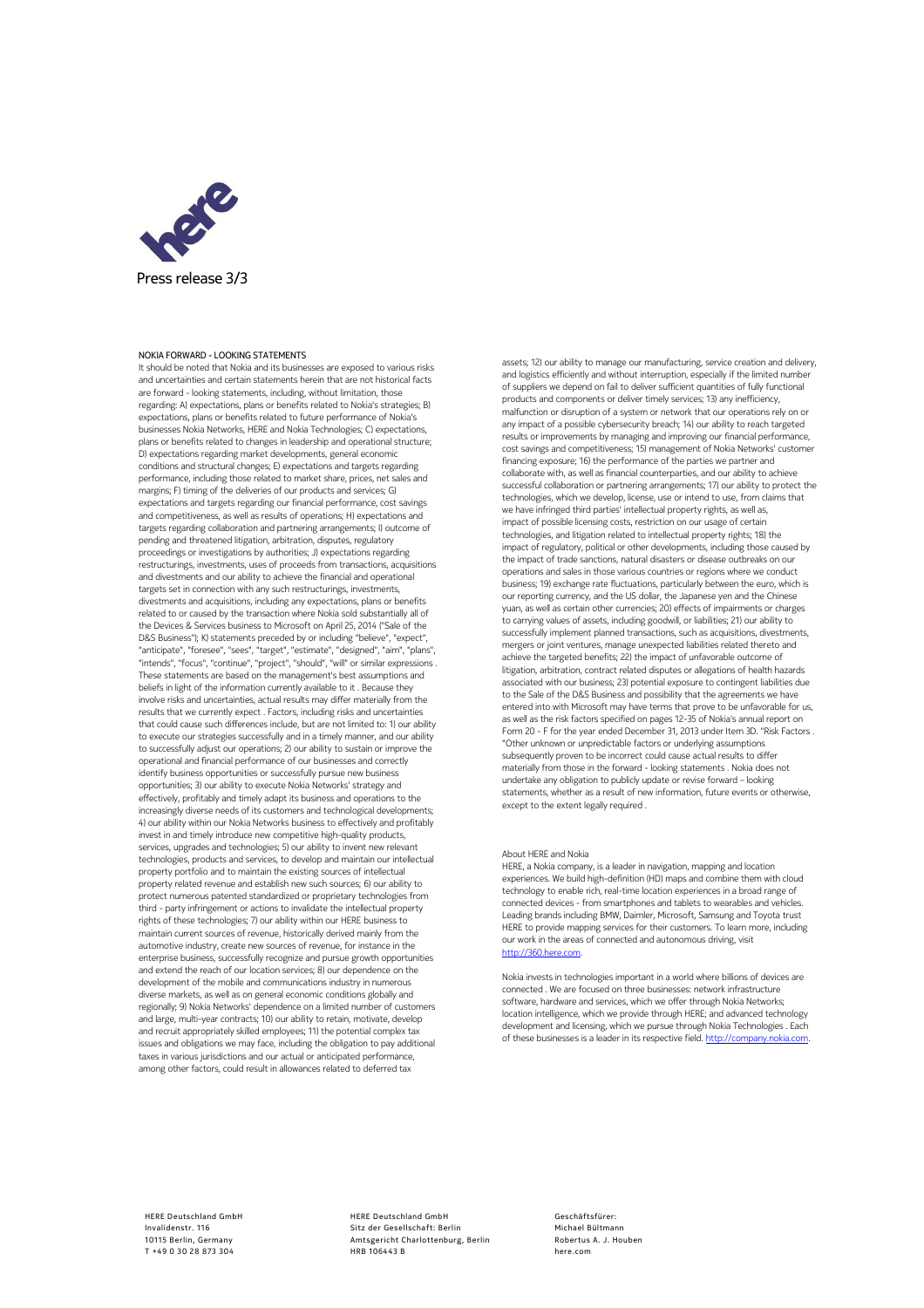Press release 3/3

## NOKIA FORWARD - LOOKING STATEMENTS

It should be noted that Nokia and its businesses are exposed to various risks and uncertainties and certain statements herein that are not historical facts are forward - looking statements, including, without limitation, those regarding: A) expectations, plans or benefits related to Nokia's strategies; B) expectations, plans or benefits related to future performance of Nokia's businesses Nokia Networks, HERE and Nokia Technologies; C) expectations, plans or benefits related to changes in leadership and operational structure; D) expectations regarding market developments, general economic conditions and structural changes; E) expectations and targets regarding performance, including those related to market share, prices, net sales and margins; F) timing of the deliveries of our products and services; G) expectations and targets regarding our financial performance, cost savings and competitiveness, as well as results of operations; H) expectations and targets regarding collaboration and partnering arrangements; I) outcome of pending and threatened litigation, arbitration, disputes, regulatory proceedings or investigations by authorities; J) expectations regarding restructurings, investments, uses of proceeds from transactions, acquisitions and divestments and our ability to achieve the financial and operational targets set in connection with any such restructurings, investments, divestments and acquisitions, including any expectations, plans or benefits related to or caused by the transaction where Nokia sold substantially all of the Devices & Services business to Microsoft on April 25, 2014 ("Sale of the D&S Business"); K) statements preceded by or including "believe", "expect", "anticipate", "foresee", "sees", "target", "estimate", "designed", "aim", "plans", "intends", "focus", "continue", "project", "should", "will" or similar expressions . These statements are based on the management's best assumptions and beliefs in light of the information currently available to it . Because they involve risks and uncertainties, actual results may differ materially from the results that we currently expect . Factors, including risks and uncertainties that could cause such differences include, but are not limited to: 1) our ability to execute our strategies successfully and in a timely manner, and our ability to successfully adjust our operations; 2) our ability to sustain or improve the operational and financial performance of our businesses and correctly identify business opportunities or successfully pursue new business opportunities; 3) our ability to execute Nokia Networks' strategy and effectively, profitably and timely adapt its business and operations to the increasingly diverse needs of its customers and technological developments; 4) our ability within our Nokia Networks business to effectively and profitably invest in and timely introduce new competitive high-quality products, services, upgrades and technologies; 5) our ability to invent new relevant technologies, products and services, to develop and maintain our intellectual property portfolio and to maintain the existing sources of intellectual property related revenue and establish new such sources; 6) our ability to protect numerous patented standardized or proprietary technologies from third - party infringement or actions to invalidate the intellectual property rights of these technologies; 7) our ability within our HERE business to maintain current sources of revenue, historically derived mainly from the automotive industry, create new sources of revenue, for instance in the enterprise business, successfully recognize and pursue growth opportunities and extend the reach of our location services; 8) our dependence on the development of the mobile and communications industry in numerous diverse markets, as well as on general economic conditions globally and regionally; 9) Nokia Networks' dependence on a limited number of customers and large, multi-year contracts; 10) our ability to retain, motivate, develop and recruit appropriately skilled employees; 11) the potential complex tax issues and obligations we may face, including the obligation to pay additional taxes in various jurisdictions and our actual or anticipated performance, among other factors, could result in allowances related to deferred tax assets; 12) our ability to manage our manufacturing, service creation and delivery, and logistics efficiently and without interruption, especially if the limited number of suppliers we depend on fail to deliver sufficient quantities of fully functional products and components or deliver timely services; 13) any inefficiency, malfunction or disruption of a system or network that our operations rely on or any impact of a possible cybersecurity breach; 14) our ability to reach targeted results or improvements by managing and improving our financial performance, cost savings and competitiveness; 15) management of Nokia Networks' customer financing exposure; 16) the performance of the parties we partner and collaborate with, as well as financial counterparties, and our ability to achieve successful collaboration or partnering arrangements; 17) our ability to protect the technologies, which we develop, license, use or intend to use, from claims that we have infringed third parties' intellectual property rights, as well as, impact of possible licensing costs, restriction on our usage of certain technologies, and litigation related to intellectual property rights; 18) the impact of regulatory, political or other developments, including those caused by the impact of trade sanctions, natural disasters or disease outbreaks on our operations and sales in those various countries or regions where we conduct business; 19) exchange rate fluctuations, particularly between the euro, which is our reporting currency, and the US dollar, the Japanese yen and the Chinese yuan, as well as certain other currencies; 20) effects of impairments or charges to carrying values of assets, including goodwill, or liabilities; 21) our ability to successfully implement planned transactions, such as acquisitions, divestments, mergers or joint ventures, manage unexpected liabilities related thereto and achieve the targeted benefits; 22) the impact of unfavorable outcome of litigation, arbitration, contract related disputes or allegations of health hazards associated with our business; 23) potential exposure to contingent liabilities due to the Sale of the D&S Business and possibility that the agreements we have entered into with Microsoft may have terms that prove to be unfavorable for us, as well as the risk factors specified on pages 12-35 of Nokia's annual report on Form 20 - F for the year ended December 31, 2013 under Item 3D. "Risk Factors ." Other unknown or unpredictable factors or underlying assumptions subsequently proven to be incorrect could cause actual results to differ materially from those in the forward - looking statements . Nokia does not undertake any obligation to publicly update or revise forward – looking statements, whether as a result of new information, future events or otherwise, except to the extent legally required .

## About HERE and Nokia

HERE, a Nokia company, is a leader in navigation, mapping and location experiences. We build high-definition (HD) maps and combine them with cloud technology to enable rich, real-time location experiences in a broad range of connected devices - from smartphones and tablets to wearables and vehicles. Leading brands including BMW, Daimler, Microsoft, Samsung and Toyota trust HERE to provide mapping services for their customers. To learn more, including our work in the areas of connected and autonomous driving, visit http://360.here.com.

Nokia invests in technologies important in a world where billions of devices are connected . We are focused on three businesses: network infrastructure software, hardware and services, which we offer through Nokia Networks; location intelligence, which we provide through HERE; and advanced technology development and licensing, which we pursue through Nokia Technologies . Each of these businesses is a leader in its respective field. http://company.nokia.com.

HERE Deutschland GmbH
Invalidenstr. 116
10115 Berlin, Germany
T +49 0 30 28 873 304

HERE Deutschland GmbH
Sitz der Gesellschaft: Berlin
Amtsgericht Charlottenburg, Berlin
HRB 106443 B

Geschäftsfürer:
Michael Bültmann
Robertus A. J. Houben
here.com